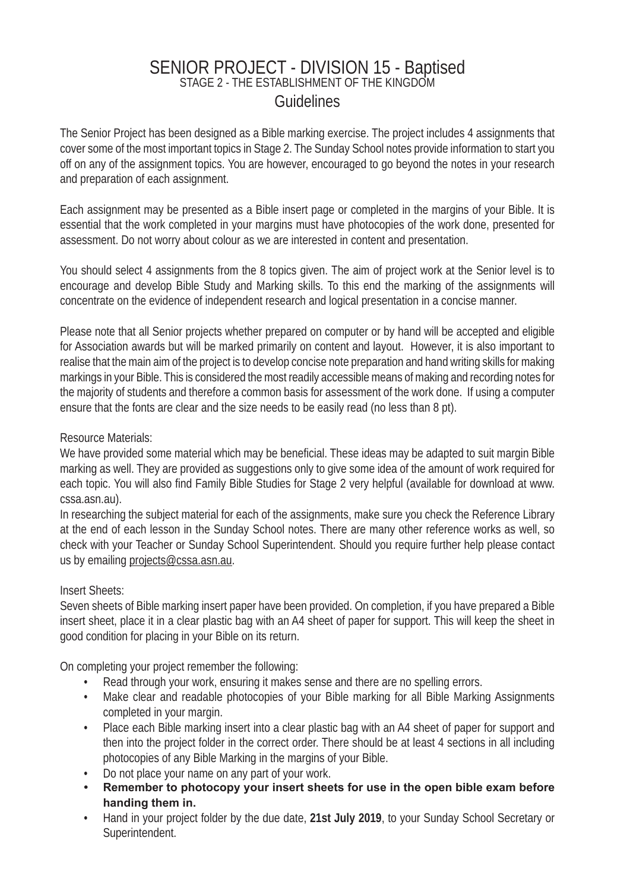# SENIOR PROJECT - DIVISION 15 - Baptised

## STAGE 2 - THE ESTABLISHMENT OF THE KINGDOM

## Guidelines

The Senior Project has been designed as a Bible marking exercise. The project includes 4 assignments that cover some of the most important topics in Stage 2. The Sunday School notes provide information to start you off on any of the assignment topics. You are however, encouraged to go beyond the notes in your research and preparation of each assignment.

Each assignment may be presented as a Bible insert page or completed in the margins of your Bible. It is essential that the work completed in your margins must have photocopies of the work done, presented for assessment. Do not worry about colour as we are interested in content and presentation.

You should select 4 assignments from the 8 topics given. The aim of project work at the Senior level is to encourage and develop Bible Study and Marking skills. To this end the marking of the assignments will concentrate on the evidence of independent research and logical presentation in a concise manner.

Please note that all Senior projects whether prepared on computer or by hand will be accepted and eligible for Association awards but will be marked primarily on content and layout. However, it is also important to realise that the main aim of the project is to develop concise note preparation and hand writing skills for making markings in your Bible. This is considered the most readily accessible means of making and recording notes for the majority of students and therefore a common basis for assessment of the work done. If using a computer ensure that the fonts are clear and the size needs to be easily read (no less than 8 pt).

Resource Materials:
We have provided some material which may be beneficial. These ideas may be adapted to suit margin Bible marking as well. They are provided as suggestions only to give some idea of the amount of work required for each topic. You will also find Family Bible Studies for Stage 2 very helpful (available for download at www.cssa.asn.au).
In researching the subject material for each of the assignments, make sure you check the Reference Library at the end of each lesson in the Sunday School notes. There are many other reference works as well, so check with your Teacher or Sunday School Superintendent. Should you require further help please contact us by emailing projects@cssa.asn.au.

Insert Sheets:
Seven sheets of Bible marking insert paper have been provided. On completion, if you have prepared a Bible insert sheet, place it in a clear plastic bag with an A4 sheet of paper for support. This will keep the sheet in good condition for placing in your Bible on its return.

On completing your project remember the following:

- Read through your work, ensuring it makes sense and there are no spelling errors.
- Make clear and readable photocopies of your Bible marking for all Bible Marking Assignments completed in your margin.
- Place each Bible marking insert into a clear plastic bag with an A4 sheet of paper for support and then into the project folder in the correct order. There should be at least 4 sections in all including photocopies of any Bible Marking in the margins of your Bible.
- Do not place your name on any part of your work.
- **Remember to photocopy your insert sheets for use in the open bible exam before handing them in.**
- Hand in your project folder by the due date, **21st July 2019**, to your Sunday School Secretary or Superintendent.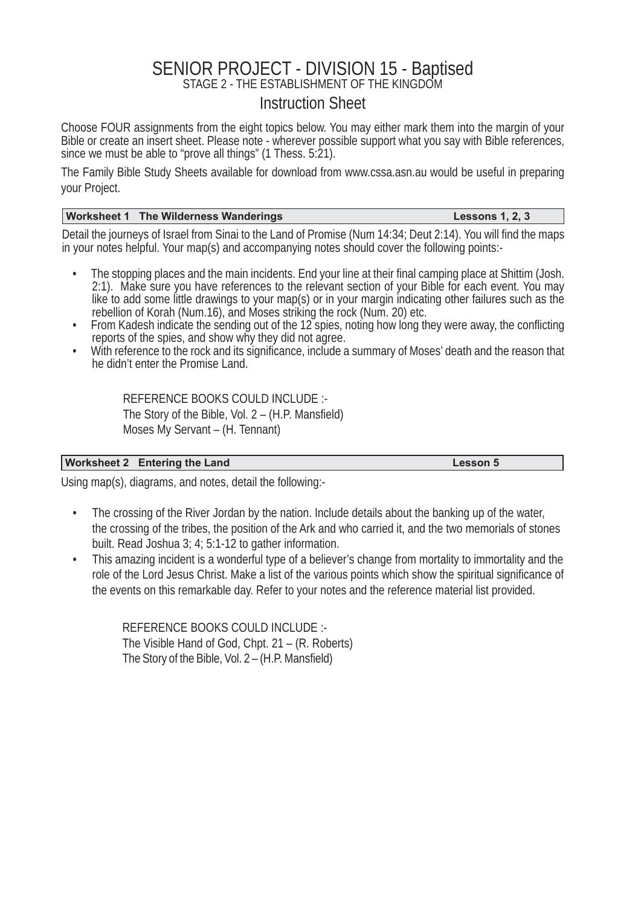# SENIOR PROJECT - DIVISION 15 - Baptised

STAGE 2 - THE ESTABLISHMENT OF THE KINGDOM

## Instruction Sheet

Choose FOUR assignments from the eight topics below. You may either mark them into the margin of your Bible or create an insert sheet. Please note - wherever possible support what you say with Bible references, since we must be able to "prove all things" (1 Thess. 5:21).

The Family Bible Study Sheets available for download from www.cssa.asn.au would be useful in preparing your Project.

### Worksheet 1 The Wilderness Wanderings — Lessons 1, 2, 3

Detail the journeys of Israel from Sinai to the Land of Promise (Num 14:34; Deut 2:14). You will find the maps in your notes helpful. Your map(s) and accompanying notes should cover the following points:-

- The stopping places and the main incidents. End your line at their final camping place at Shittim (Josh. 2:1). Make sure you have references to the relevant section of your Bible for each event. You may like to add some little drawings to your map(s) or in your margin indicating other failures such as the rebellion of Korah (Num.16), and Moses striking the rock (Num. 20) etc.
- From Kadesh indicate the sending out of the 12 spies, noting how long they were away, the conflicting reports of the spies, and show why they did not agree.
- With reference to the rock and its significance, include a summary of Moses' death and the reason that he didn't enter the Promise Land.

REFERENCE BOOKS COULD INCLUDE :-
The Story of the Bible, Vol. 2 – (H.P. Mansfield)
Moses My Servant – (H. Tennant)

### Worksheet 2 Entering the Land — Lesson 5

Using map(s), diagrams, and notes, detail the following:-

- The crossing of the River Jordan by the nation. Include details about the banking up of the water, the crossing of the tribes, the position of the Ark and who carried it, and the two memorials of stones built. Read Joshua 3; 4; 5:1-12 to gather information.
- This amazing incident is a wonderful type of a believer's change from mortality to immortality and the role of the Lord Jesus Christ. Make a list of the various points which show the spiritual significance of the events on this remarkable day. Refer to your notes and the reference material list provided.

REFERENCE BOOKS COULD INCLUDE :-
The Visible Hand of God, Chpt. 21 – (R. Roberts)
The Story of the Bible, Vol. 2 – (H.P. Mansfield)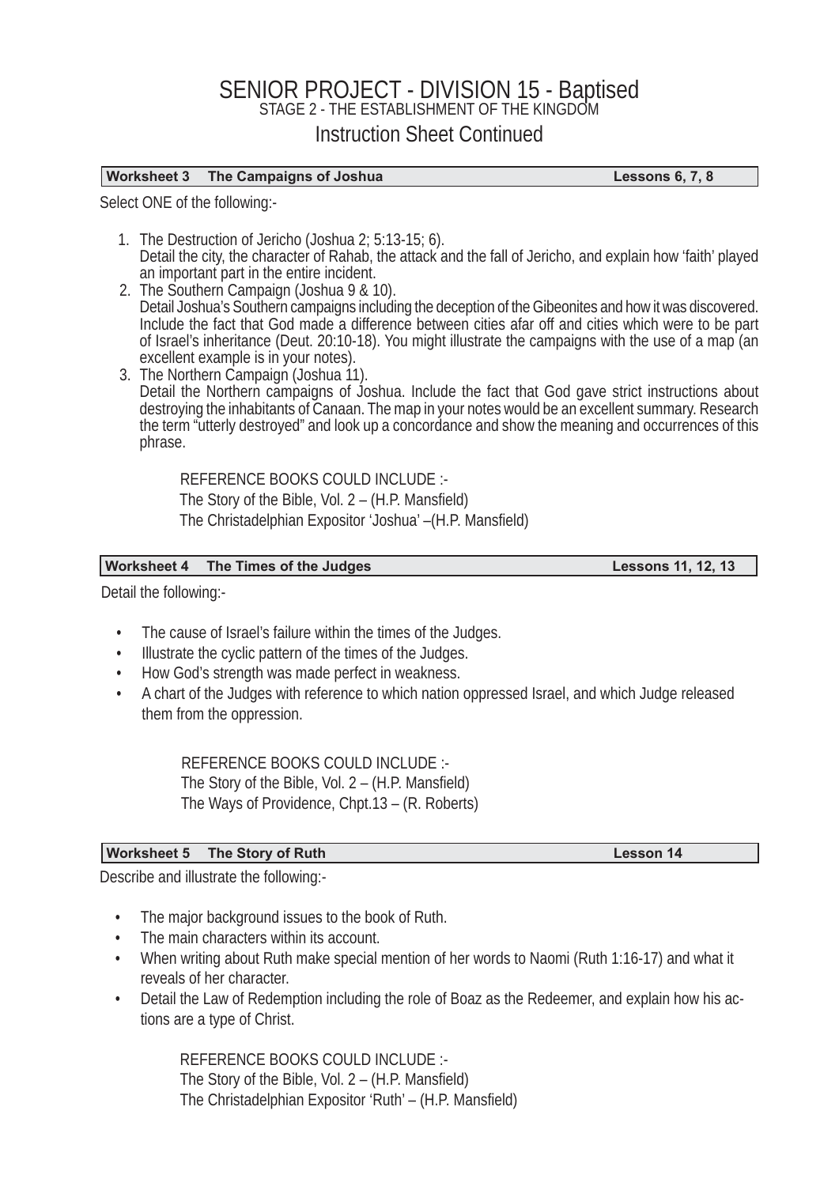# SENIOR PROJECT - DIVISION 15 - Baptised

STAGE 2 - THE ESTABLISHMENT OF THE KINGDOM

## Instruction Sheet Continued

| **Worksheet 3 The Campaigns of Joshua** | **Lessons 6, 7, 8** |
|---|---|

Select ONE of the following:-

1. The Destruction of Jericho (Joshua 2; 5:13-15; 6).
   Detail the city, the character of Rahab, the attack and the fall of Jericho, and explain how 'faith' played an important part in the entire incident.
2. The Southern Campaign (Joshua 9 & 10).
   Detail Joshua's Southern campaigns including the deception of the Gibeonites and how it was discovered. Include the fact that God made a difference between cities afar off and cities which were to be part of Israel's inheritance (Deut. 20:10-18). You might illustrate the campaigns with the use of a map (an excellent example is in your notes).
3. The Northern Campaign (Joshua 11).
   Detail the Northern campaigns of Joshua. Include the fact that God gave strict instructions about destroying the inhabitants of Canaan. The map in your notes would be an excellent summary. Research the term "utterly destroyed" and look up a concordance and show the meaning and occurrences of this phrase.

REFERENCE BOOKS COULD INCLUDE :-
The Story of the Bible, Vol. 2 – (H.P. Mansfield)
The Christadelphian Expositor 'Joshua' –(H.P. Mansfield)

| **Worksheet 4 The Times of the Judges** | **Lessons 11, 12, 13** |
|---|---|

Detail the following:-

- The cause of Israel's failure within the times of the Judges.
- Illustrate the cyclic pattern of the times of the Judges.
- How God's strength was made perfect in weakness.
- A chart of the Judges with reference to which nation oppressed Israel, and which Judge released them from the oppression.

REFERENCE BOOKS COULD INCLUDE :-
The Story of the Bible, Vol. 2 – (H.P. Mansfield)
The Ways of Providence, Chpt.13 – (R. Roberts)

| **Worksheet 5 The Story of Ruth** | **Lesson 14** |
|---|---|

Describe and illustrate the following:-

- The major background issues to the book of Ruth.
- The main characters within its account.
- When writing about Ruth make special mention of her words to Naomi (Ruth 1:16-17) and what it reveals of her character.
- Detail the Law of Redemption including the role of Boaz as the Redeemer, and explain how his actions are a type of Christ.

REFERENCE BOOKS COULD INCLUDE :-
The Story of the Bible, Vol. 2 – (H.P. Mansfield)
The Christadelphian Expositor 'Ruth' – (H.P. Mansfield)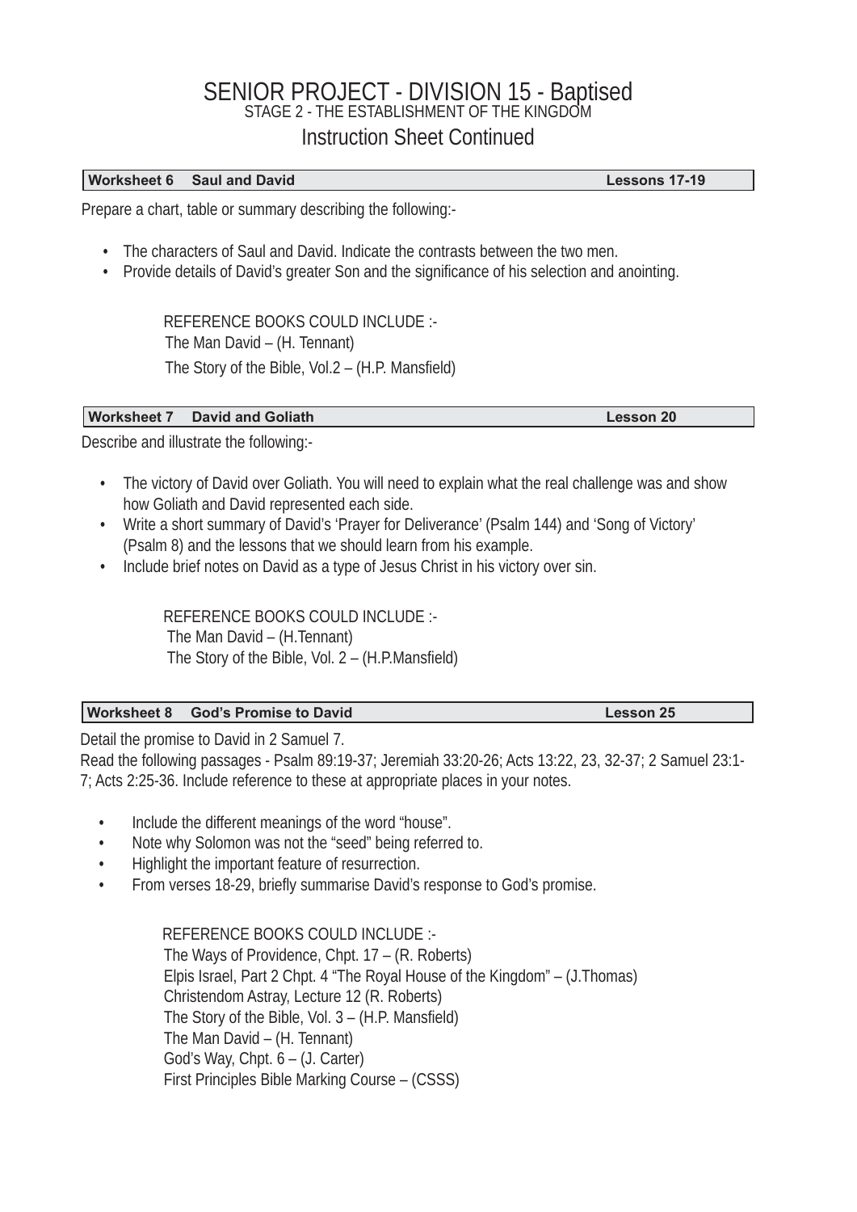# SENIOR PROJECT - DIVISION 15 - Baptised

## STAGE 2 - THE ESTABLISHMENT OF THE KINGDOM

## Instruction Sheet Continued

| **Worksheet 6 Saul and David** | **Lessons 17-19** |
|---|---|

Prepare a chart, table or summary describing the following:-

- The characters of Saul and David. Indicate the contrasts between the two men.
- Provide details of David's greater Son and the significance of his selection and anointing.

REFERENCE BOOKS COULD INCLUDE :-
The Man David – (H. Tennant)
The Story of the Bible, Vol.2 – (H.P. Mansfield)

| **Worksheet 7 David and Goliath** | **Lesson 20** |
|---|---|

Describe and illustrate the following:-

- The victory of David over Goliath. You will need to explain what the real challenge was and show how Goliath and David represented each side.
- Write a short summary of David's 'Prayer for Deliverance' (Psalm 144) and 'Song of Victory' (Psalm 8) and the lessons that we should learn from his example.
- Include brief notes on David as a type of Jesus Christ in his victory over sin.

REFERENCE BOOKS COULD INCLUDE :-
The Man David – (H.Tennant)
The Story of the Bible, Vol. 2 – (H.P.Mansfield)

| **Worksheet 8 God's Promise to David** | **Lesson 25** |
|---|---|

Detail the promise to David in 2 Samuel 7.
Read the following passages - Psalm 89:19-37; Jeremiah 33:20-26; Acts 13:22, 23, 32-37; 2 Samuel 23:1-7; Acts 2:25-36. Include reference to these at appropriate places in your notes.

- Include the different meanings of the word "house".
- Note why Solomon was not the "seed" being referred to.
- Highlight the important feature of resurrection.
- From verses 18-29, briefly summarise David's response to God's promise.

REFERENCE BOOKS COULD INCLUDE :-
The Ways of Providence, Chpt. 17 – (R. Roberts)
Elpis Israel, Part 2 Chpt. 4 "The Royal House of the Kingdom" – (J.Thomas)
Christendom Astray, Lecture 12 (R. Roberts)
The Story of the Bible, Vol. 3 – (H.P. Mansfield)
The Man David – (H. Tennant)
God's Way, Chpt. 6 – (J. Carter)
First Principles Bible Marking Course – (CSSS)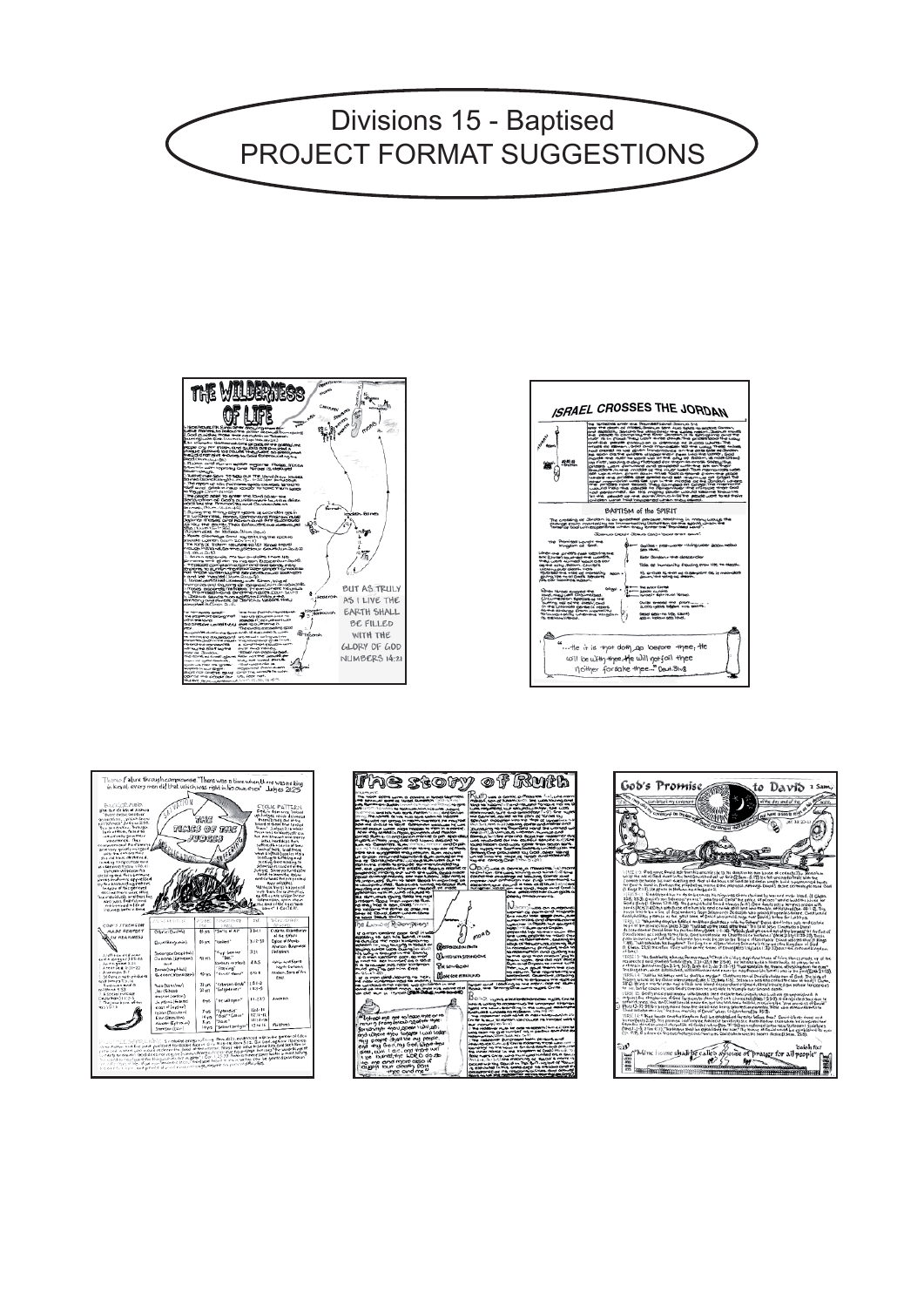# Divisions 15 - Baptised
# PROJECT FORMAT SUGGESTIONS